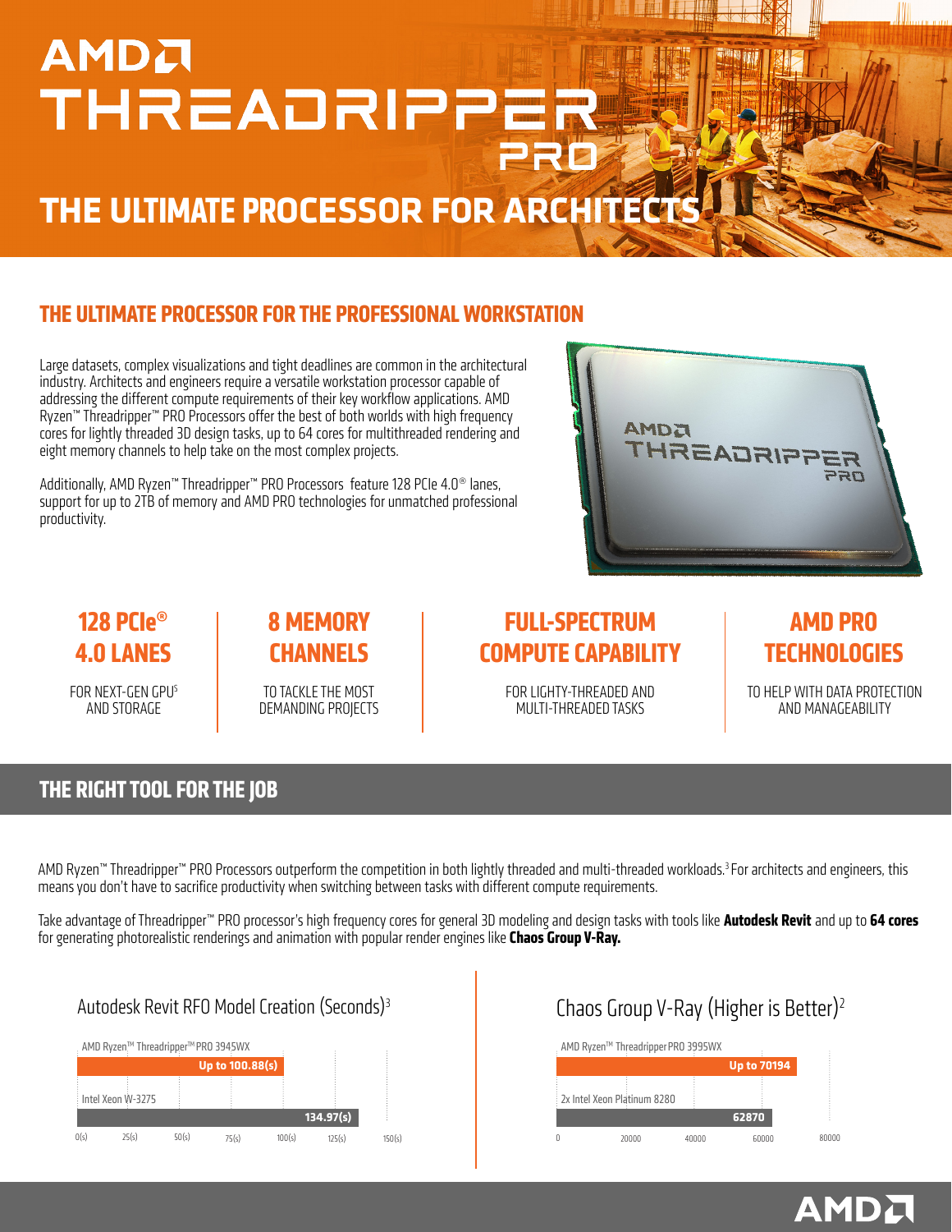# AMD THREADRIPPER PRO

## THE ULTIMATE PROCESSOR FOR ARCHITECTS

## THE ULTIMATE PROCESSOR FOR THE PROFESSIONAL WORKSTATION

Large datasets, complex visualizations and tight deadlines are common in the architectural industry. Architects and engineers require a versatile workstation processor capable of addressing the different compute requirements of their key workflow applications. AMD Ryzen™ Threadripper™ PRO Processors offer the best of both worlds with high frequency cores for lightly threaded 3D design tasks, up to 64 cores for multithreaded rendering and eight memory channels to help take on the most complex projects.

Additionally, AMD Ryzen™ Threadripper™ PRO Processors feature 128 PCIe 4.0® lanes, support for up to 2TB of memory and AMD PRO technologies for unmatched professional productivity.

**128 PCIe® 4.0 LANES**
FOR NEXT-GEN GPU[5] AND STORAGE

**8 MEMORY CHANNELS**
TO TACKLE THE MOST DEMANDING PROJECTS

**FULL-SPECTRUM COMPUTE CAPABILITY**
FOR LIGHTY-THREADED AND MULTI-THREADED TASKS

**AMD PRO TECHNOLOGIES**
TO HELP WITH DATA PROTECTION AND MANAGEABILITY

## THE RIGHT TOOL FOR THE JOB

AMD Ryzen™ Threadripper™ PRO Processors outperform the competition in both lightly threaded and multi-threaded workloads.[3] For architects and engineers, this means you don't have to sacrifice productivity when switching between tasks with different compute requirements.

Take advantage of Threadripper™ PRO processor's high frequency cores for general 3D modeling and design tasks with tools like **Autodesk Revit** and up to **64 cores** for generating photorealistic renderings and animation with popular render engines like **Chaos Group V-Ray.**

### Autodesk Revit RFO Model Creation (Seconds)[3]

| Processor | Result |
|---|---|
| AMD Ryzen™ Threadripper™ PRO 3945WX | Up to 100.88(s) |
| Intel Xeon W-3275 | 134.97(s) |

### Chaos Group V-Ray (Higher is Better)[2]

| Processor | Result |
|---|---|
| AMD Ryzen™ Threadripper PRO 3995WX | Up to 70194 |
| 2x Intel Xeon Platinum 8280 | 62870 |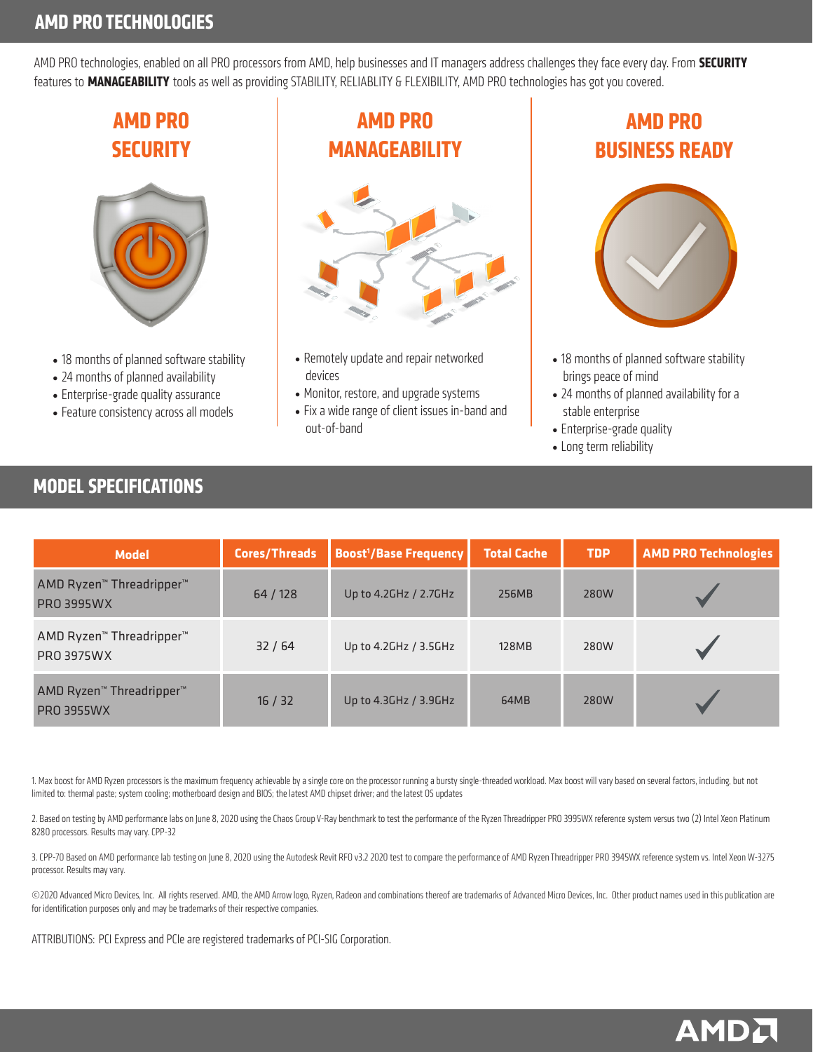## AMD PRO TECHNOLOGIES

AMD PRO technologies, enabled on all PRO processors from AMD, help businesses and IT managers address challenges they face every day. From **SECURITY** features to **MANAGEABILITY** tools as well as providing STABILITY, RELIABLITY & FLEXIBILITY, AMD PRO technologies has got you covered.

### AMD PRO SECURITY

- 18 months of planned software stability
- 24 months of planned availability
- Enterprise-grade quality assurance
- Feature consistency across all models

### AMD PRO MANAGEABILITY

- Remotely update and repair networked devices
- Monitor, restore, and upgrade systems
- Fix a wide range of client issues in-band and out-of-band

### AMD PRO BUSINESS READY

- 18 months of planned software stability brings peace of mind
- 24 months of planned availability for a stable enterprise
- Enterprise-grade quality
- Long term reliability

## MODEL SPECIFICATIONS

| Model | Cores/Threads | Boost[1]/Base Frequency | Total Cache | TDP | AMD PRO Technologies |
|---|---|---|---|---|---|
| AMD Ryzen™ Threadripper™ PRO 3995WX | 64 / 128 | Up to 4.2GHz / 2.7GHz | 256MB | 280W | ✓ |
| AMD Ryzen™ Threadripper™ PRO 3975WX | 32 / 64 | Up to 4.2GHz / 3.5GHz | 128MB | 280W | ✓ |
| AMD Ryzen™ Threadripper™ PRO 3955WX | 16 / 32 | Up to 4.3GHz / 3.9GHz | 64MB | 280W | ✓ |

1. Max boost for AMD Ryzen processors is the maximum frequency achievable by a single core on the processor running a bursty single-threaded workload. Max boost will vary based on several factors, including, but not limited to: thermal paste; system cooling; motherboard design and BIOS; the latest AMD chipset driver; and the latest OS updates

2. Based on testing by AMD performance labs on June 8, 2020 using the Chaos Group V-Ray benchmark to test the performance of the Ryzen Threadripper PRO 3995WX reference system versus two (2) Intel Xeon Platinum 8280 processors. Results may vary. CPP-32

3. CPP-70 Based on AMD performance lab testing on June 8, 2020 using the Autodesk Revit RFO v3.2 2020 test to compare the performance of AMD Ryzen Threadripper PRO 3945WX reference system vs. Intel Xeon W-3275 processor. Results may vary.

©2020 Advanced Micro Devices, Inc. All rights reserved. AMD, the AMD Arrow logo, Ryzen, Radeon and combinations thereof are trademarks of Advanced Micro Devices, Inc. Other product names used in this publication are for identification purposes only and may be trademarks of their respective companies.

ATTRIBUTIONS: PCI Express and PCIe are registered trademarks of PCI-SIG Corporation.